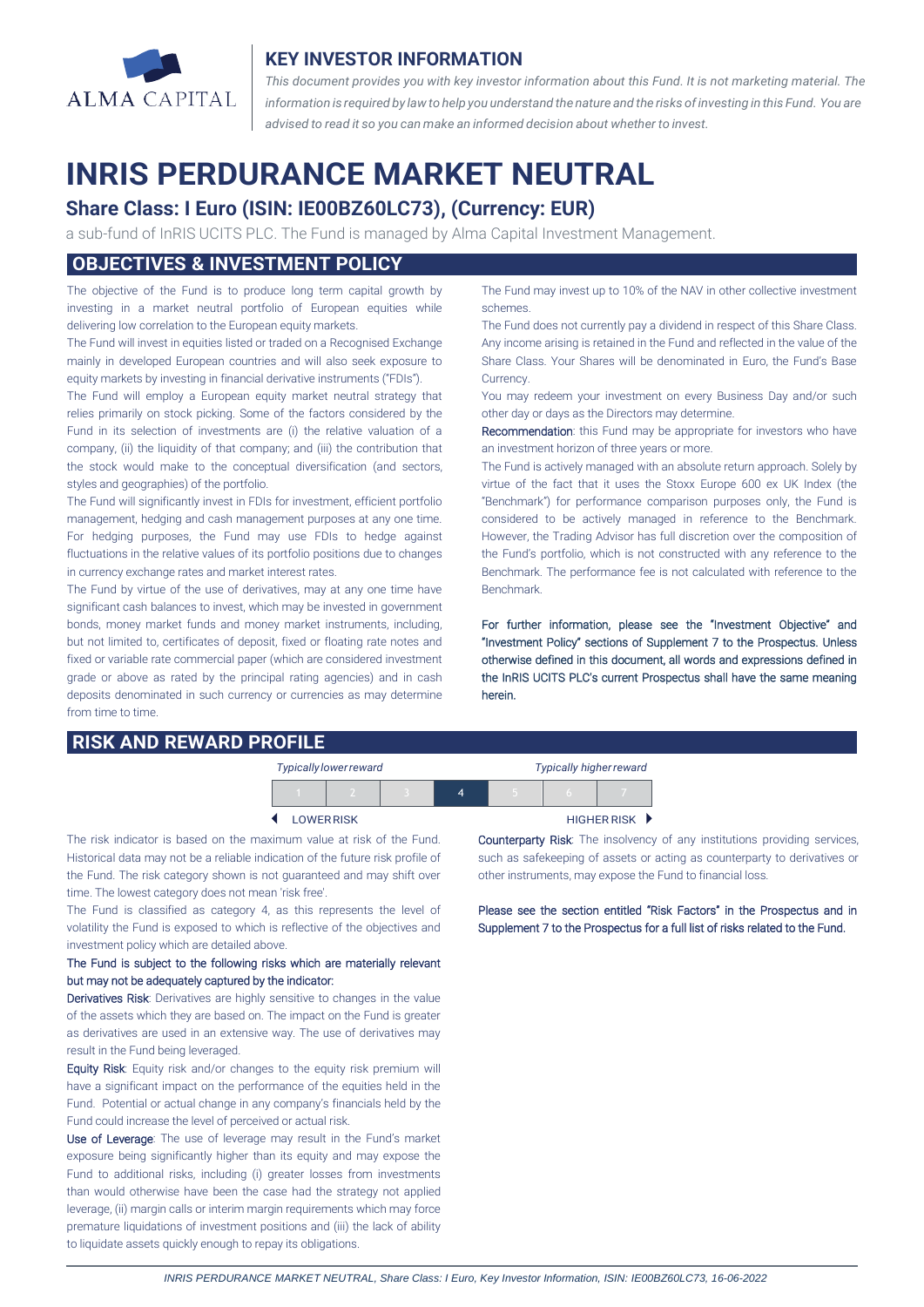## KEY INVESTOR INFORMATION

*This document provides you with key investor information about this Fund. It is not marketing material. The information is required by law to help you understand the nature and the risks of investing in this Fund. You are advised to read it so you can make an informed decision about whether to invest.*

# INRIS PERDURANCE MARKET NEUTRAL

## Share Class: I Euro (ISIN: IE00BZ60LC73), (Currency: EUR)

a sub-fund of InRIS UCITS PLC. The Fund is managed by Alma Capital Investment Management.

## OBJECTIVES & INVESTMENT POLICY

The objective of the Fund is to produce long term capital growth by investing in a market neutral portfolio of European equities while delivering low correlation to the European equity markets.

The Fund will invest in equities listed or traded on a Recognised Exchange mainly in developed European countries and will also seek exposure to equity markets by investing in financial derivative instruments ("FDIs").

The Fund will employ a European equity market neutral strategy that relies primarily on stock picking. Some of the factors considered by the Fund in its selection of investments are (i) the relative valuation of a company, (ii) the liquidity of that company; and (iii) the contribution that the stock would make to the conceptual diversification (and sectors, styles and geographies) of the portfolio.

The Fund will significantly invest in FDIs for investment, efficient portfolio management, hedging and cash management purposes at any one time. For hedging purposes, the Fund may use FDIs to hedge against fluctuations in the relative values of its portfolio positions due to changes in currency exchange rates and market interest rates.

The Fund by virtue of the use of derivatives, may at any one time have significant cash balances to invest, which may be invested in government bonds, money market funds and money market instruments, including, but not limited to, certificates of deposit, fixed or floating rate notes and fixed or variable rate commercial paper (which are considered investment grade or above as rated by the principal rating agencies) and in cash deposits denominated in such currency or currencies as may determine from time to time.

The Fund may invest up to 10% of the NAV in other collective investment schemes.

The Fund does not currently pay a dividend in respect of this Share Class. Any income arising is retained in the Fund and reflected in the value of the Share Class. Your Shares will be denominated in Euro, the Fund's Base Currency.

You may redeem your investment on every Business Day and/or such other day or days as the Directors may determine.

**Recommendation**: this Fund may be appropriate for investors who have an investment horizon of three years or more.

The Fund is actively managed with an absolute return approach. Solely by virtue of the fact that it uses the Stoxx Europe 600 ex UK Index (the "Benchmark") for performance comparison purposes only, the Fund is considered to be actively managed in reference to the Benchmark. However, the Trading Advisor has full discretion over the composition of the Fund's portfolio, which is not constructed with any reference to the Benchmark. The performance fee is not calculated with reference to the Benchmark.

For further information, please see the "Investment Objective" and "Investment Policy" sections of Supplement 7 to the Prospectus. Unless otherwise defined in this document, all words and expressions defined in the InRIS UCITS PLC's current Prospectus shall have the same meaning herein.

## RISK AND REWARD PROFILE

*Typically lower reward* — *Typically higher reward*

| 1 | 2 | 3 | **4** | 5 | 6 | 7 |
|---|---|---|---|---|---|---|

◄ LOWER RISK — HIGHER RISK ►

The risk indicator is based on the maximum value at risk of the Fund. Historical data may not be a reliable indication of the future risk profile of the Fund. The risk category shown is not guaranteed and may shift over time. The lowest category does not mean 'risk free'.

The Fund is classified as category 4, as this represents the level of volatility the Fund is exposed to which is reflective of the objectives and investment policy which are detailed above.

**The Fund is subject to the following risks which are materially relevant but may not be adequately captured by the indicator:**

**Derivatives Risk**: Derivatives are highly sensitive to changes in the value of the assets which they are based on. The impact on the Fund is greater as derivatives are used in an extensive way. The use of derivatives may result in the Fund being leveraged.

**Equity Risk**: Equity risk and/or changes to the equity risk premium will have a significant impact on the performance of the equities held in the Fund. Potential or actual change in any company's financials held by the Fund could increase the level of perceived or actual risk.

**Use of Leverage**: The use of leverage may result in the Fund's market exposure being significantly higher than its equity and may expose the Fund to additional risks, including (i) greater losses from investments than would otherwise have been the case had the strategy not applied leverage, (ii) margin calls or interim margin requirements which may force premature liquidations of investment positions and (iii) the lack of ability to liquidate assets quickly enough to repay its obligations.

**Counterparty Risk**: The insolvency of any institutions providing services, such as safekeeping of assets or acting as counterparty to derivatives or other instruments, may expose the Fund to financial loss.

Please see the section entitled "Risk Factors" in the Prospectus and in Supplement 7 to the Prospectus for a full list of risks related to the Fund.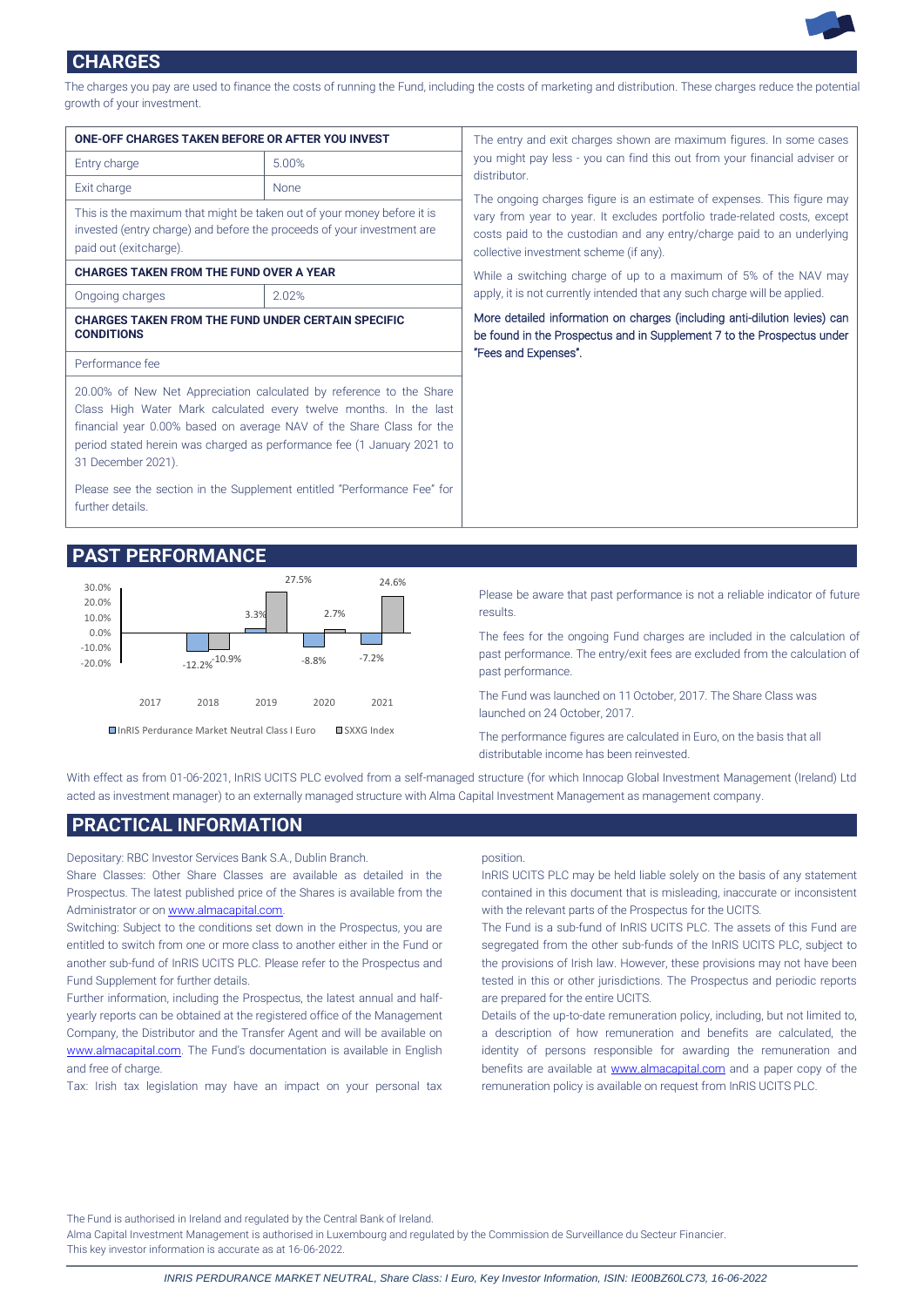## CHARGES

The charges you pay are used to finance the costs of running the Fund, including the costs of marketing and distribution. These charges reduce the potential growth of your investment.

| ONE-OFF CHARGES TAKEN BEFORE OR AFTER YOU INVEST | |
|---|---|
| Entry charge | 5.00% |
| Exit charge | None |
| This is the maximum that might be taken out of your money before it is invested (entry charge) and before the proceeds of your investment are paid out (exitcharge). | |
| **CHARGES TAKEN FROM THE FUND OVER A YEAR** | |
| Ongoing charges | 2.02% |
| **CHARGES TAKEN FROM THE FUND UNDER CERTAIN SPECIFIC CONDITIONS** | |
| Performance fee | |
| 20.00% of New Net Appreciation calculated by reference to the Share Class High Water Mark calculated every twelve months. In the last financial year 0.00% based on average NAV of the Share Class for the period stated herein was charged as performance fee (1 January 2021 to 31 December 2021). Please see the section in the Supplement entitled "Performance Fee" for further details. | |

The entry and exit charges shown are maximum figures. In some cases you might pay less - you can find this out from your financial adviser or distributor.

The ongoing charges figure is an estimate of expenses. This figure may vary from year to year. It excludes portfolio trade-related costs, except costs paid to the custodian and any entry/charge paid to an underlying collective investment scheme (if any).

While a switching charge of up to a maximum of 5% of the NAV may apply, it is not currently intended that any such charge will be applied.

More detailed information on charges (including anti-dilution levies) can be found in the Prospectus and in Supplement 7 to the Prospectus under "Fees and Expenses".

## PAST PERFORMANCE

30.0%
20.0%
10.0%
0.0%
-10.0%
-20.0%

-12.2% -10.9%
3.3% 27.5%
-8.8% 2.7%
-7.2% 24.6%

2017 2018 2019 2020 2021

InRIS Perdurance Market Neutral Class I Euro
SXXG Index

Please be aware that past performance is not a reliable indicator of future results.

The fees for the ongoing Fund charges are included in the calculation of past performance. The entry/exit fees are excluded from the calculation of past performance.

The Fund was launched on 11 October, 2017. The Share Class was launched on 24 October, 2017.

The performance figures are calculated in Euro, on the basis that all distributable income has been reinvested.

With effect as from 01-06-2021, InRIS UCITS PLC evolved from a self-managed structure (for which Innocap Global Investment Management (Ireland) Ltd acted as investment manager) to an externally managed structure with Alma Capital Investment Management as management company.

## PRACTICAL INFORMATION

Depositary: RBC Investor Services Bank S.A., Dublin Branch.

Share Classes: Other Share Classes are available as detailed in the Prospectus. The latest published price of the Shares is available from the Administrator or on www.almacapital.com.

Switching: Subject to the conditions set down in the Prospectus, you are entitled to switch from one or more class to another either in the Fund or another sub-fund of InRIS UCITS PLC. Please refer to the Prospectus and Fund Supplement for further details.

Further information, including the Prospectus, the latest annual and half-yearly reports can be obtained at the registered office of the Management Company, the Distributor and the Transfer Agent and will be available on www.almacapital.com. The Fund's documentation is available in English and free of charge.

Tax: Irish tax legislation may have an impact on your personal tax position.

InRIS UCITS PLC may be held liable solely on the basis of any statement contained in this document that is misleading, inaccurate or inconsistent with the relevant parts of the Prospectus for the UCITS.

The Fund is a sub-fund of InRIS UCITS PLC. The assets of this Fund are segregated from the other sub-funds of the InRIS UCITS PLC, subject to the provisions of Irish law. However, these provisions may not have been tested in this or other jurisdictions. The Prospectus and periodic reports are prepared for the entire UCITS.

Details of the up-to-date remuneration policy, including, but not limited to, a description of how remuneration and benefits are calculated, the identity of persons responsible for awarding the remuneration and benefits are available at www.almacapital.com and a paper copy of the remuneration policy is available on request from InRIS UCITS PLC.

The Fund is authorised in Ireland and regulated by the Central Bank of Ireland.
Alma Capital Investment Management is authorised in Luxembourg and regulated by the Commission de Surveillance du Secteur Financier.
This key investor information is accurate as at 16-06-2022.